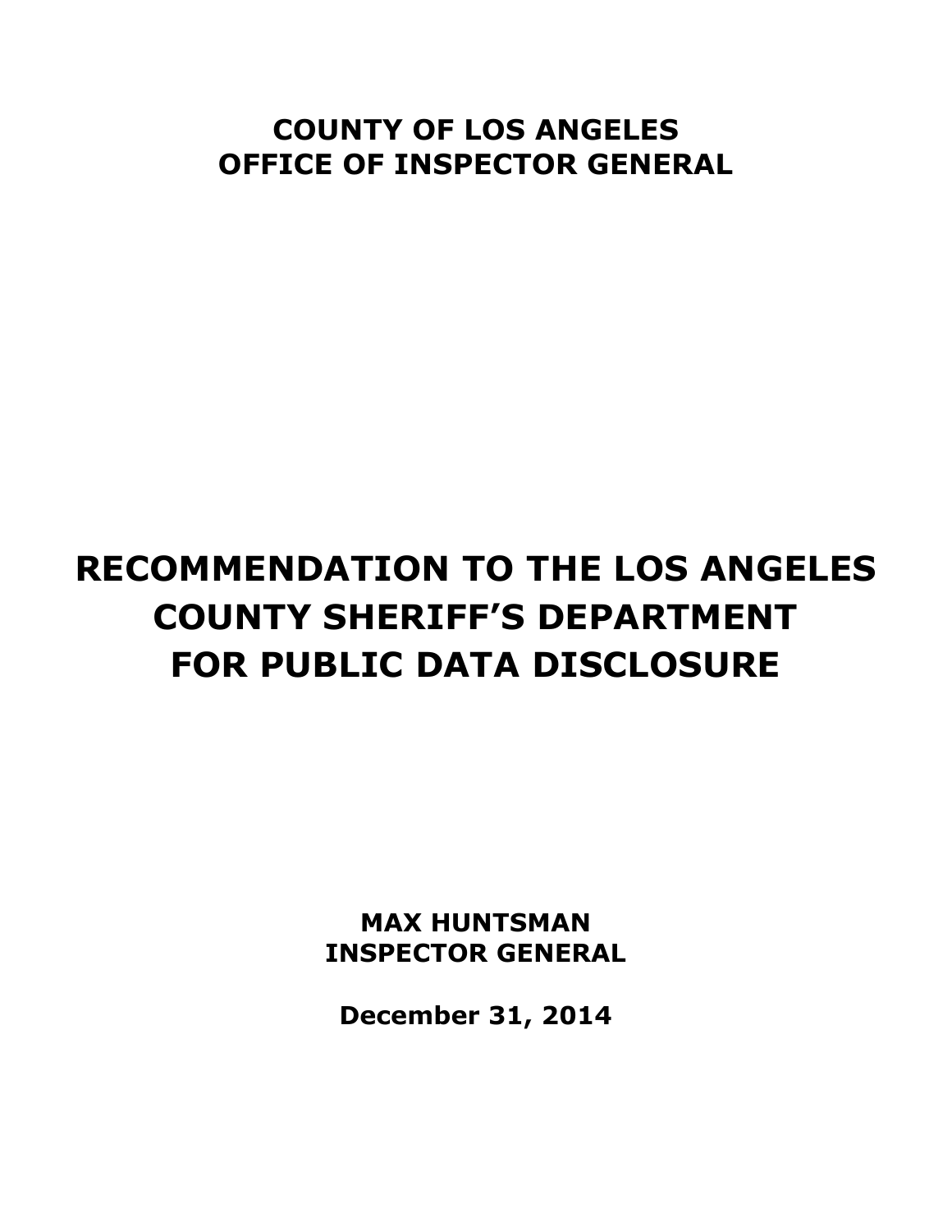**COUNTY OF LOS ANGELES**
**OFFICE OF INSPECTOR GENERAL**

# RECOMMENDATION TO THE LOS ANGELES COUNTY SHERIFF'S DEPARTMENT FOR PUBLIC DATA DISCLOSURE

**MAX HUNTSMAN**
**INSPECTOR GENERAL**

**December 31, 2014**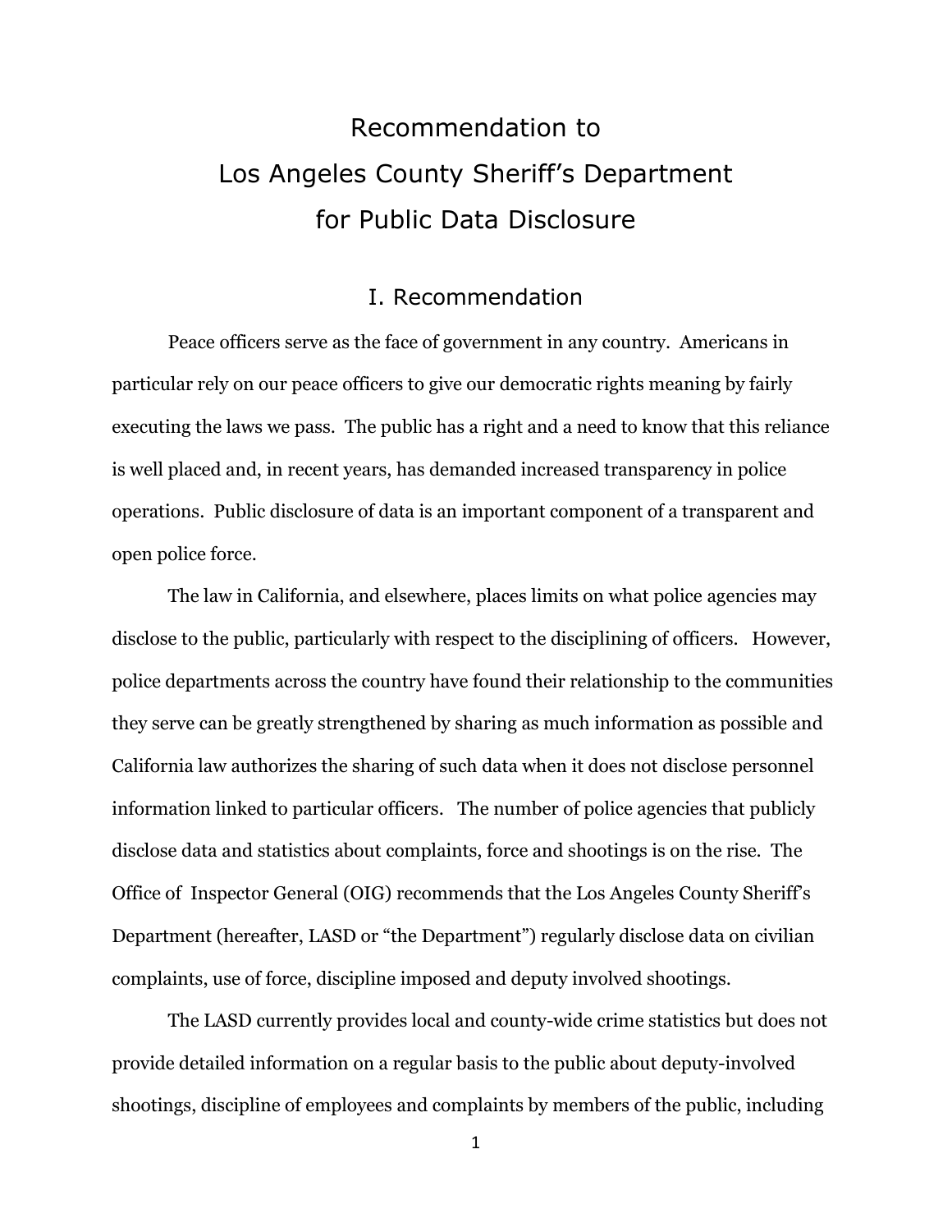# Recommendation to Los Angeles County Sheriff's Department for Public Data Disclosure

## I. Recommendation

Peace officers serve as the face of government in any country. Americans in particular rely on our peace officers to give our democratic rights meaning by fairly executing the laws we pass. The public has a right and a need to know that this reliance is well placed and, in recent years, has demanded increased transparency in police operations. Public disclosure of data is an important component of a transparent and open police force.

The law in California, and elsewhere, places limits on what police agencies may disclose to the public, particularly with respect to the disciplining of officers. However, police departments across the country have found their relationship to the communities they serve can be greatly strengthened by sharing as much information as possible and California law authorizes the sharing of such data when it does not disclose personnel information linked to particular officers. The number of police agencies that publicly disclose data and statistics about complaints, force and shootings is on the rise. The Office of Inspector General (OIG) recommends that the Los Angeles County Sheriff's Department (hereafter, LASD or "the Department") regularly disclose data on civilian complaints, use of force, discipline imposed and deputy involved shootings.

The LASD currently provides local and county-wide crime statistics but does not provide detailed information on a regular basis to the public about deputy-involved shootings, discipline of employees and complaints by members of the public, including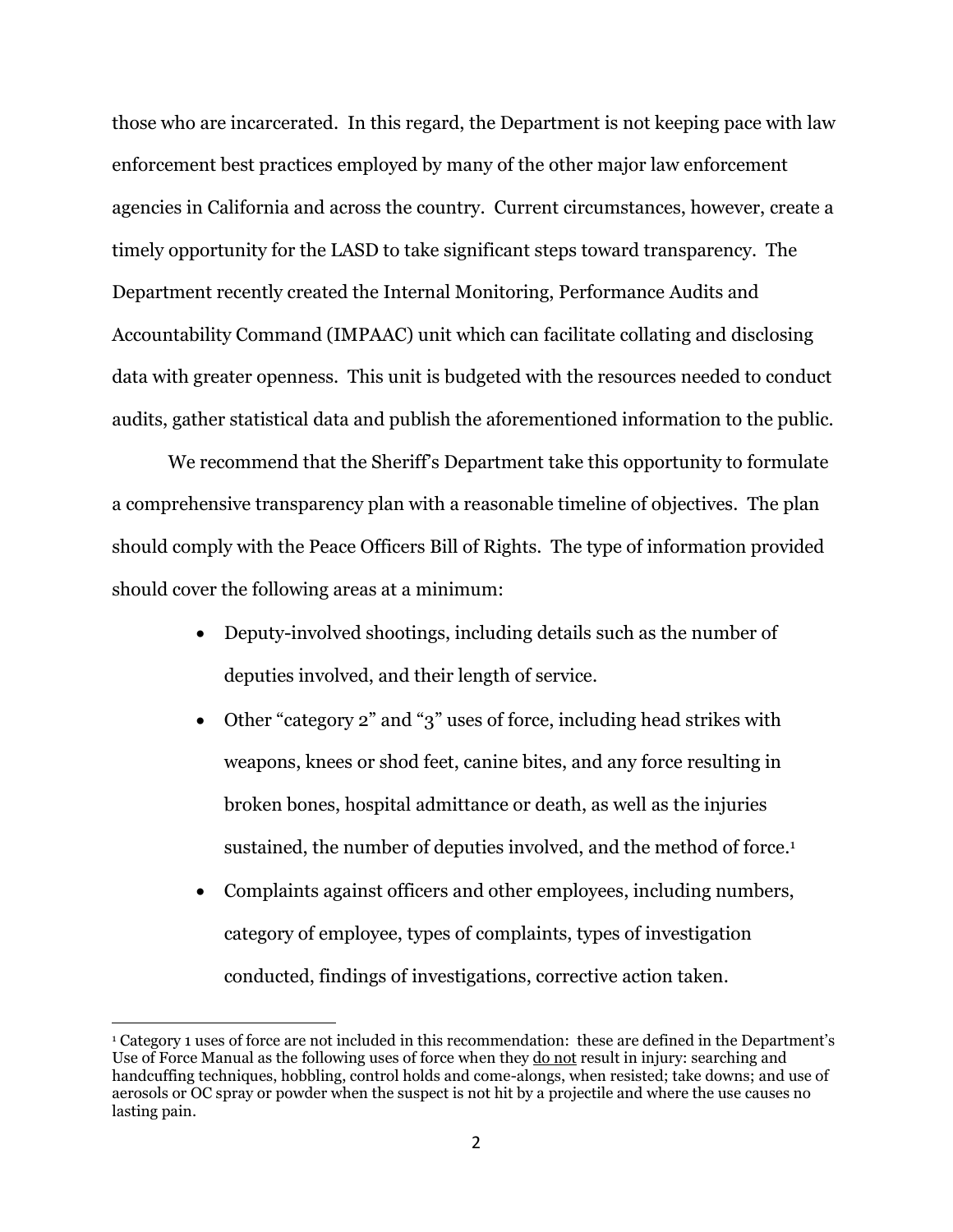those who are incarcerated. In this regard, the Department is not keeping pace with law enforcement best practices employed by many of the other major law enforcement agencies in California and across the country. Current circumstances, however, create a timely opportunity for the LASD to take significant steps toward transparency. The Department recently created the Internal Monitoring, Performance Audits and Accountability Command (IMPAAC) unit which can facilitate collating and disclosing data with greater openness. This unit is budgeted with the resources needed to conduct audits, gather statistical data and publish the aforementioned information to the public.

We recommend that the Sheriff's Department take this opportunity to formulate a comprehensive transparency plan with a reasonable timeline of objectives. The plan should comply with the Peace Officers Bill of Rights. The type of information provided should cover the following areas at a minimum:

- Deputy-involved shootings, including details such as the number of deputies involved, and their length of service.
- Other "category 2" and "3" uses of force, including head strikes with weapons, knees or shod feet, canine bites, and any force resulting in broken bones, hospital admittance or death, as well as the injuries sustained, the number of deputies involved, and the method of force.[1]
- Complaints against officers and other employees, including numbers, category of employee, types of complaints, types of investigation conducted, findings of investigations, corrective action taken.

[1] Category 1 uses of force are not included in this recommendation: these are defined in the Department's Use of Force Manual as the following uses of force when they do not result in injury: searching and handcuffing techniques, hobbling, control holds and come-alongs, when resisted; take downs; and use of aerosols or OC spray or powder when the suspect is not hit by a projectile and where the use causes no lasting pain.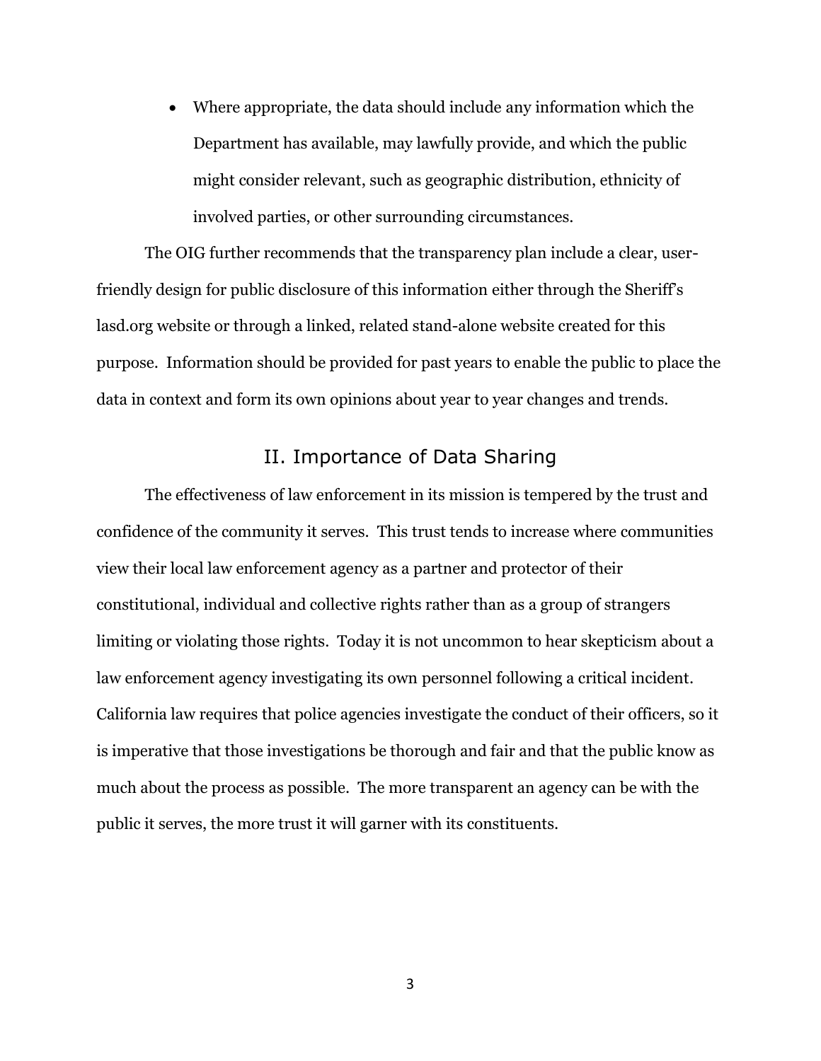- Where appropriate, the data should include any information which the Department has available, may lawfully provide, and which the public might consider relevant, such as geographic distribution, ethnicity of involved parties, or other surrounding circumstances.

The OIG further recommends that the transparency plan include a clear, user-friendly design for public disclosure of this information either through the Sheriff's lasd.org website or through a linked, related stand-alone website created for this purpose. Information should be provided for past years to enable the public to place the data in context and form its own opinions about year to year changes and trends.

## II. Importance of Data Sharing

The effectiveness of law enforcement in its mission is tempered by the trust and confidence of the community it serves. This trust tends to increase where communities view their local law enforcement agency as a partner and protector of their constitutional, individual and collective rights rather than as a group of strangers limiting or violating those rights. Today it is not uncommon to hear skepticism about a law enforcement agency investigating its own personnel following a critical incident. California law requires that police agencies investigate the conduct of their officers, so it is imperative that those investigations be thorough and fair and that the public know as much about the process as possible. The more transparent an agency can be with the public it serves, the more trust it will garner with its constituents.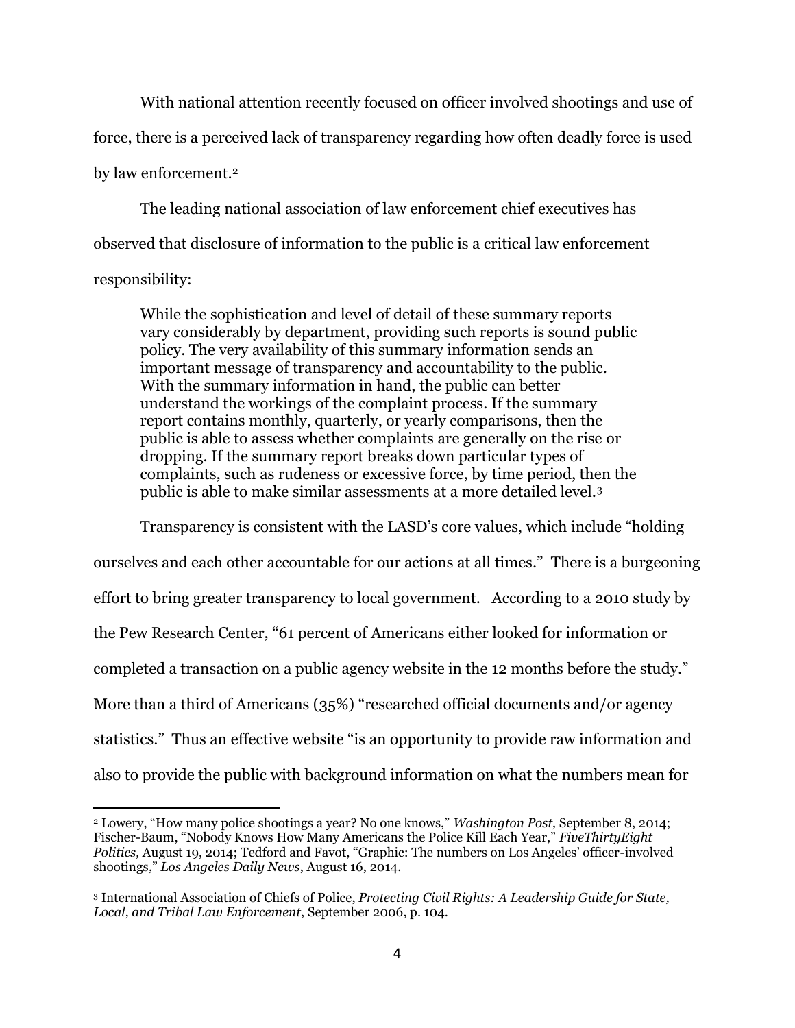With national attention recently focused on officer involved shootings and use of force, there is a perceived lack of transparency regarding how often deadly force is used by law enforcement.[2]

The leading national association of law enforcement chief executives has observed that disclosure of information to the public is a critical law enforcement responsibility:

> While the sophistication and level of detail of these summary reports vary considerably by department, providing such reports is sound public policy. The very availability of this summary information sends an important message of transparency and accountability to the public. With the summary information in hand, the public can better understand the workings of the complaint process. If the summary report contains monthly, quarterly, or yearly comparisons, then the public is able to assess whether complaints are generally on the rise or dropping. If the summary report breaks down particular types of complaints, such as rudeness or excessive force, by time period, then the public is able to make similar assessments at a more detailed level.[3]

Transparency is consistent with the LASD's core values, which include "holding ourselves and each other accountable for our actions at all times." There is a burgeoning effort to bring greater transparency to local government. According to a 2010 study by the Pew Research Center, "61 percent of Americans either looked for information or completed a transaction on a public agency website in the 12 months before the study." More than a third of Americans (35%) "researched official documents and/or agency statistics." Thus an effective website "is an opportunity to provide raw information and also to provide the public with background information on what the numbers mean for

---

[2] Lowery, "How many police shootings a year? No one knows," *Washington Post,* September 8, 2014; Fischer-Baum, "Nobody Knows How Many Americans the Police Kill Each Year," *FiveThirtyEight Politics,* August 19, 2014; Tedford and Favot, "Graphic: The numbers on Los Angeles' officer-involved shootings," *Los Angeles Daily News*, August 16, 2014.

[3] International Association of Chiefs of Police, *Protecting Civil Rights: A Leadership Guide for State, Local, and Tribal Law Enforcement*, September 2006, p. 104.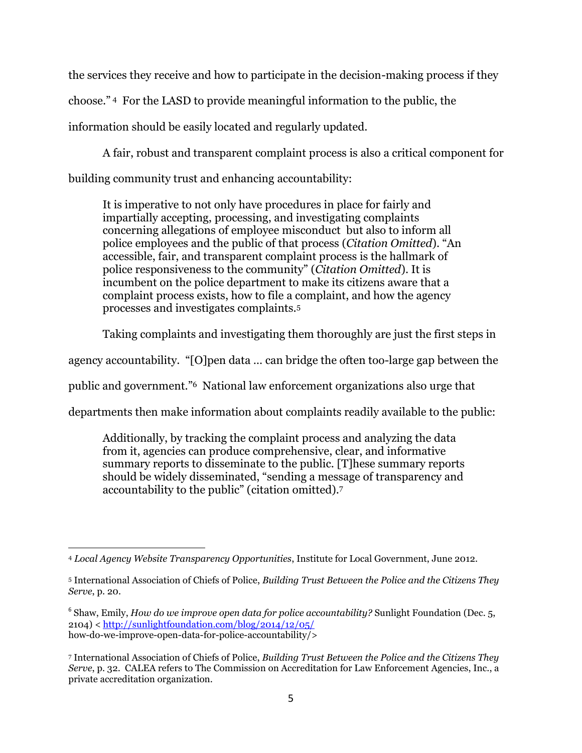the services they receive and how to participate in the decision-making process if they choose."[4] For the LASD to provide meaningful information to the public, the information should be easily located and regularly updated.

A fair, robust and transparent complaint process is also a critical component for building community trust and enhancing accountability:

> It is imperative to not only have procedures in place for fairly and impartially accepting, processing, and investigating complaints concerning allegations of employee misconduct but also to inform all police employees and the public of that process (*Citation Omitted*). "An accessible, fair, and transparent complaint process is the hallmark of police responsiveness to the community" (*Citation Omitted*). It is incumbent on the police department to make its citizens aware that a complaint process exists, how to file a complaint, and how the agency processes and investigates complaints.[5]

Taking complaints and investigating them thoroughly are just the first steps in agency accountability. "[O]pen data … can bridge the often too-large gap between the public and government."[6] National law enforcement organizations also urge that departments then make information about complaints readily available to the public:

> Additionally, by tracking the complaint process and analyzing the data from it, agencies can produce comprehensive, clear, and informative summary reports to disseminate to the public. [T]hese summary reports should be widely disseminated, "sending a message of transparency and accountability to the public" (citation omitted).[7]

---

[4] *Local Agency Website Transparency Opportunities*, Institute for Local Government, June 2012.

[5] International Association of Chiefs of Police, *Building Trust Between the Police and the Citizens They Serve*, p. 20.

[6] Shaw, Emily, *How do we improve open data for police accountability?* Sunlight Foundation (Dec. 5, 2104) < http://sunlightfoundation.com/blog/2014/12/05/how-do-we-improve-open-data-for-police-accountability/>

[7] International Association of Chiefs of Police, *Building Trust Between the Police and the Citizens They Serve*, p. 32. CALEA refers to The Commission on Accreditation for Law Enforcement Agencies, Inc., a private accreditation organization.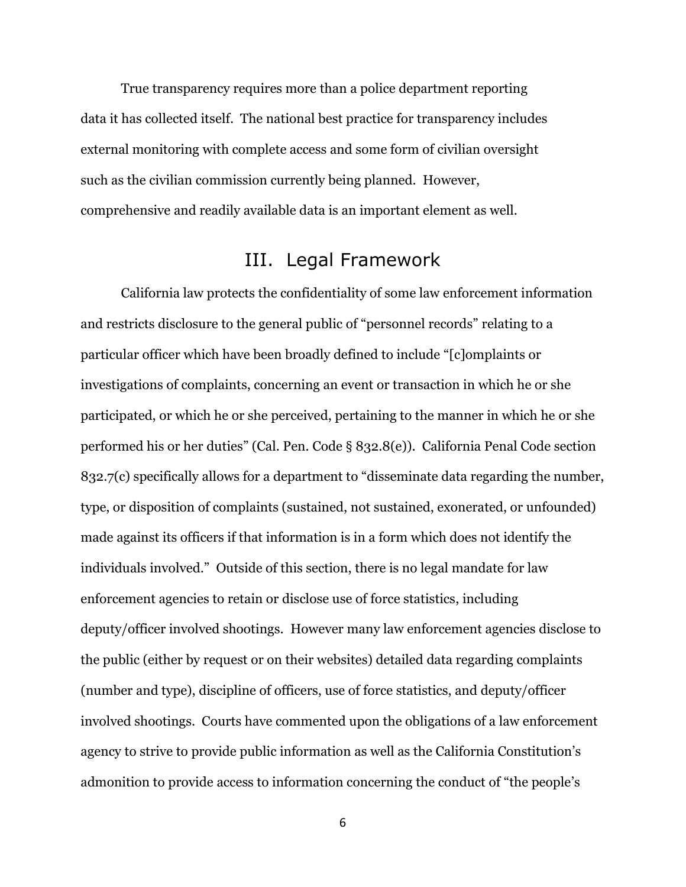True transparency requires more than a police department reporting data it has collected itself. The national best practice for transparency includes external monitoring with complete access and some form of civilian oversight such as the civilian commission currently being planned. However, comprehensive and readily available data is an important element as well.

## III. Legal Framework

California law protects the confidentiality of some law enforcement information and restricts disclosure to the general public of "personnel records" relating to a particular officer which have been broadly defined to include "[c]omplaints or investigations of complaints, concerning an event or transaction in which he or she participated, or which he or she perceived, pertaining to the manner in which he or she performed his or her duties" (Cal. Pen. Code § 832.8(e)). California Penal Code section 832.7(c) specifically allows for a department to "disseminate data regarding the number, type, or disposition of complaints (sustained, not sustained, exonerated, or unfounded) made against its officers if that information is in a form which does not identify the individuals involved." Outside of this section, there is no legal mandate for law enforcement agencies to retain or disclose use of force statistics, including deputy/officer involved shootings. However many law enforcement agencies disclose to the public (either by request or on their websites) detailed data regarding complaints (number and type), discipline of officers, use of force statistics, and deputy/officer involved shootings. Courts have commented upon the obligations of a law enforcement agency to strive to provide public information as well as the California Constitution's admonition to provide access to information concerning the conduct of "the people's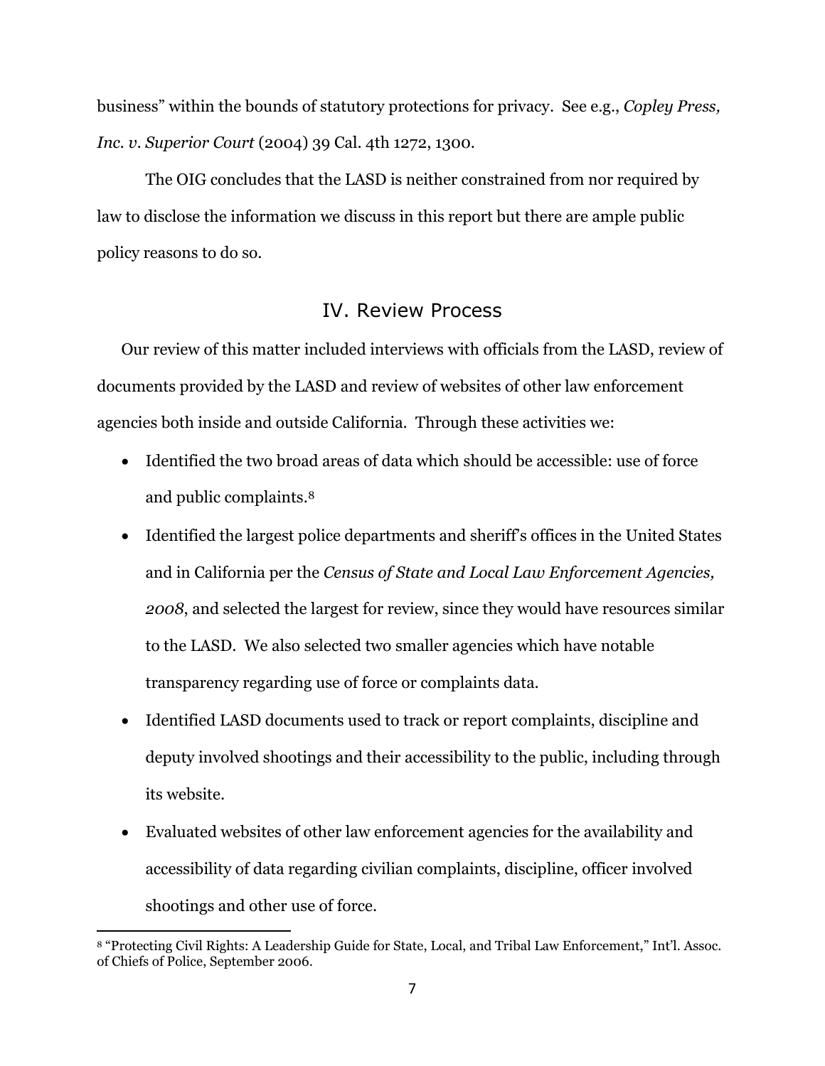business" within the bounds of statutory protections for privacy. See e.g., *Copley Press, Inc. v. Superior Court* (2004) 39 Cal. 4th 1272, 1300.

The OIG concludes that the LASD is neither constrained from nor required by law to disclose the information we discuss in this report but there are ample public policy reasons to do so.

## IV. Review Process

Our review of this matter included interviews with officials from the LASD, review of documents provided by the LASD and review of websites of other law enforcement agencies both inside and outside California. Through these activities we:

- Identified the two broad areas of data which should be accessible: use of force and public complaints.[8]
- Identified the largest police departments and sheriff's offices in the United States and in California per the *Census of State and Local Law Enforcement Agencies, 2008*, and selected the largest for review, since they would have resources similar to the LASD. We also selected two smaller agencies which have notable transparency regarding use of force or complaints data.
- Identified LASD documents used to track or report complaints, discipline and deputy involved shootings and their accessibility to the public, including through its website.
- Evaluated websites of other law enforcement agencies for the availability and accessibility of data regarding civilian complaints, discipline, officer involved shootings and other use of force.

[8] "Protecting Civil Rights: A Leadership Guide for State, Local, and Tribal Law Enforcement," Int'l. Assoc. of Chiefs of Police, September 2006.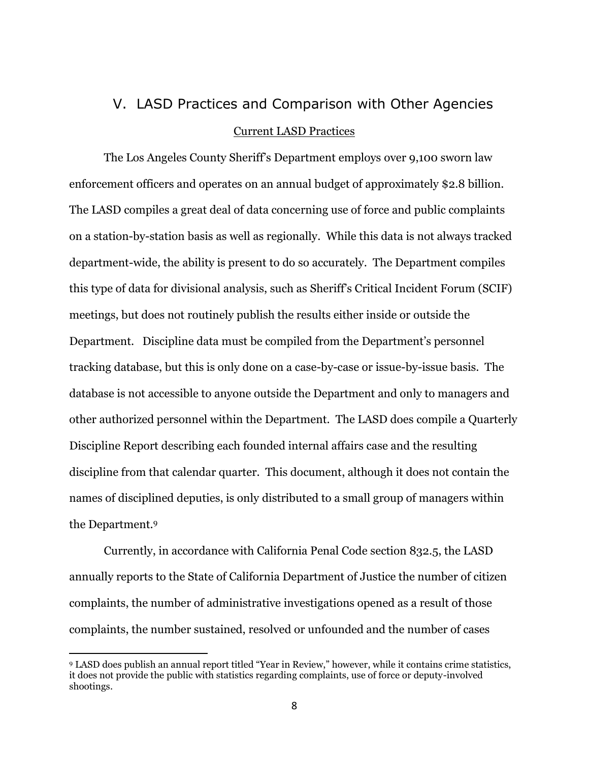## V. LASD Practices and Comparison with Other Agencies

### Current LASD Practices

The Los Angeles County Sheriff's Department employs over 9,100 sworn law enforcement officers and operates on an annual budget of approximately $2.8 billion. The LASD compiles a great deal of data concerning use of force and public complaints on a station-by-station basis as well as regionally. While this data is not always tracked department-wide, the ability is present to do so accurately. The Department compiles this type of data for divisional analysis, such as Sheriff's Critical Incident Forum (SCIF) meetings, but does not routinely publish the results either inside or outside the Department. Discipline data must be compiled from the Department's personnel tracking database, but this is only done on a case-by-case or issue-by-issue basis. The database is not accessible to anyone outside the Department and only to managers and other authorized personnel within the Department. The LASD does compile a Quarterly Discipline Report describing each founded internal affairs case and the resulting discipline from that calendar quarter. This document, although it does not contain the names of disciplined deputies, is only distributed to a small group of managers within the Department.[9]

Currently, in accordance with California Penal Code section 832.5, the LASD annually reports to the State of California Department of Justice the number of citizen complaints, the number of administrative investigations opened as a result of those complaints, the number sustained, resolved or unfounded and the number of cases

[9] LASD does publish an annual report titled "Year in Review," however, while it contains crime statistics, it does not provide the public with statistics regarding complaints, use of force or deputy-involved shootings.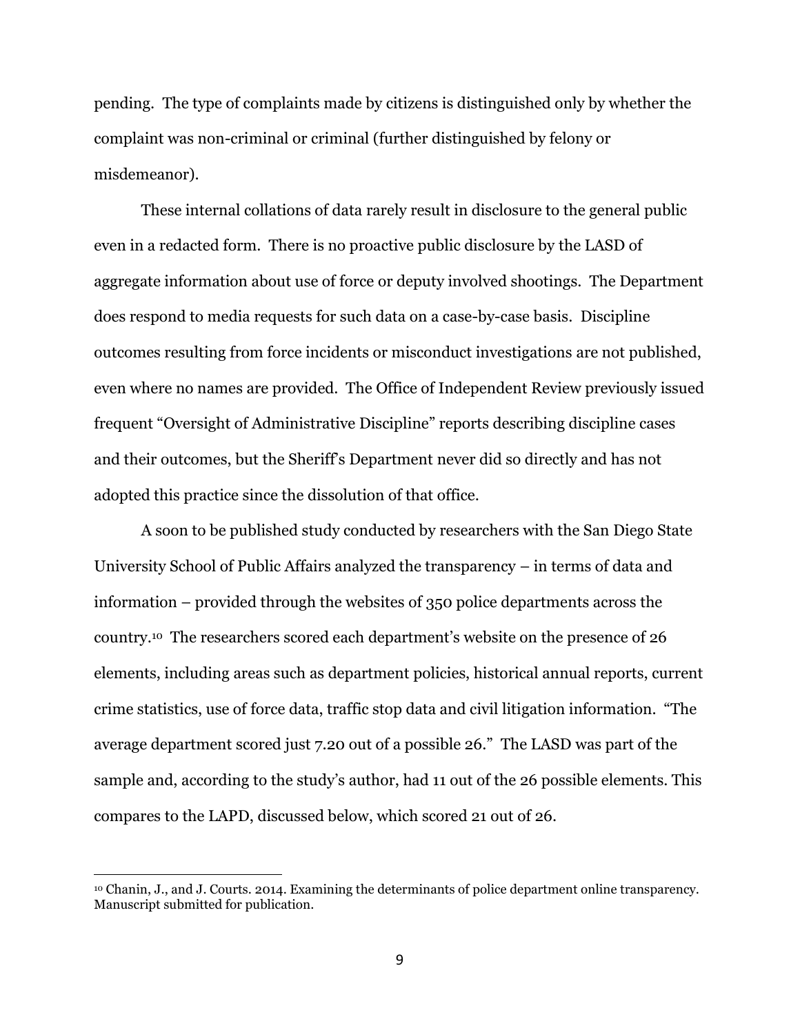pending. The type of complaints made by citizens is distinguished only by whether the complaint was non-criminal or criminal (further distinguished by felony or misdemeanor).

These internal collations of data rarely result in disclosure to the general public even in a redacted form. There is no proactive public disclosure by the LASD of aggregate information about use of force or deputy involved shootings. The Department does respond to media requests for such data on a case-by-case basis. Discipline outcomes resulting from force incidents or misconduct investigations are not published, even where no names are provided. The Office of Independent Review previously issued frequent "Oversight of Administrative Discipline" reports describing discipline cases and their outcomes, but the Sheriff's Department never did so directly and has not adopted this practice since the dissolution of that office.

A soon to be published study conducted by researchers with the San Diego State University School of Public Affairs analyzed the transparency – in terms of data and information – provided through the websites of 350 police departments across the country.[10] The researchers scored each department's website on the presence of 26 elements, including areas such as department policies, historical annual reports, current crime statistics, use of force data, traffic stop data and civil litigation information. "The average department scored just 7.20 out of a possible 26." The LASD was part of the sample and, according to the study's author, had 11 out of the 26 possible elements. This compares to the LAPD, discussed below, which scored 21 out of 26.

---

[10] Chanin, J., and J. Courts. 2014. Examining the determinants of police department online transparency. Manuscript submitted for publication.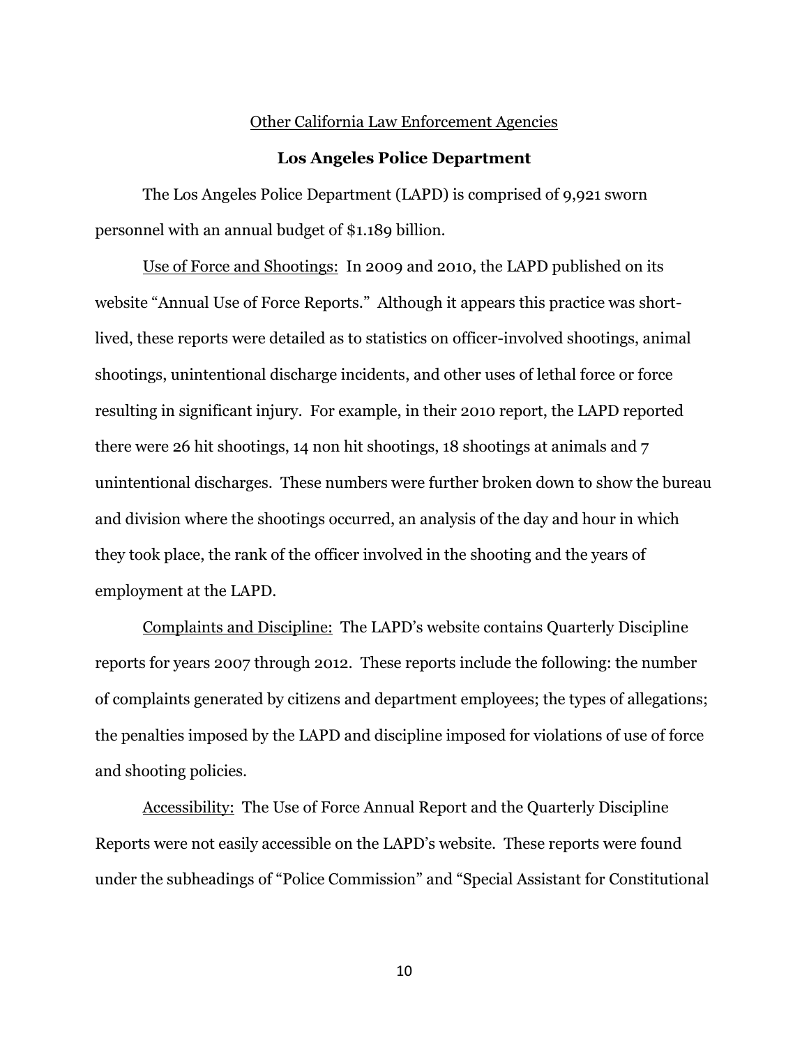<u>Other California Law Enforcement Agencies</u>

**Los Angeles Police Department**

The Los Angeles Police Department (LAPD) is comprised of 9,921 sworn personnel with an annual budget of $1.189 billion.

<u>Use of Force and Shootings:</u> In 2009 and 2010, the LAPD published on its website "Annual Use of Force Reports." Although it appears this practice was short-lived, these reports were detailed as to statistics on officer-involved shootings, animal shootings, unintentional discharge incidents, and other uses of lethal force or force resulting in significant injury. For example, in their 2010 report, the LAPD reported there were 26 hit shootings, 14 non hit shootings, 18 shootings at animals and 7 unintentional discharges. These numbers were further broken down to show the bureau and division where the shootings occurred, an analysis of the day and hour in which they took place, the rank of the officer involved in the shooting and the years of employment at the LAPD.

<u>Complaints and Discipline:</u> The LAPD's website contains Quarterly Discipline reports for years 2007 through 2012. These reports include the following: the number of complaints generated by citizens and department employees; the types of allegations; the penalties imposed by the LAPD and discipline imposed for violations of use of force and shooting policies.

<u>Accessibility:</u> The Use of Force Annual Report and the Quarterly Discipline Reports were not easily accessible on the LAPD's website. These reports were found under the subheadings of "Police Commission" and "Special Assistant for Constitutional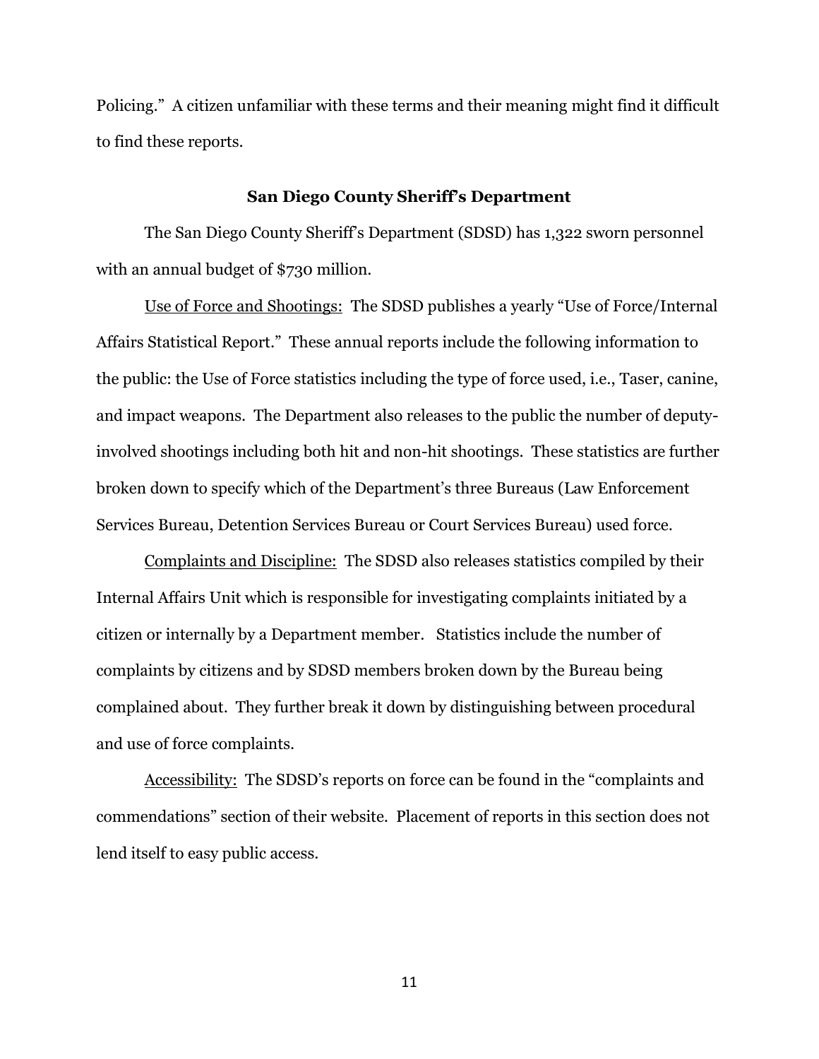Policing." A citizen unfamiliar with these terms and their meaning might find it difficult to find these reports.

### San Diego County Sheriff's Department

The San Diego County Sheriff's Department (SDSD) has 1,322 sworn personnel with an annual budget of $730 million.

<u>Use of Force and Shootings:</u> The SDSD publishes a yearly "Use of Force/Internal Affairs Statistical Report." These annual reports include the following information to the public: the Use of Force statistics including the type of force used, i.e., Taser, canine, and impact weapons. The Department also releases to the public the number of deputy-involved shootings including both hit and non-hit shootings. These statistics are further broken down to specify which of the Department's three Bureaus (Law Enforcement Services Bureau, Detention Services Bureau or Court Services Bureau) used force.

<u>Complaints and Discipline:</u> The SDSD also releases statistics compiled by their Internal Affairs Unit which is responsible for investigating complaints initiated by a citizen or internally by a Department member. Statistics include the number of complaints by citizens and by SDSD members broken down by the Bureau being complained about. They further break it down by distinguishing between procedural and use of force complaints.

<u>Accessibility:</u> The SDSD's reports on force can be found in the "complaints and commendations" section of their website. Placement of reports in this section does not lend itself to easy public access.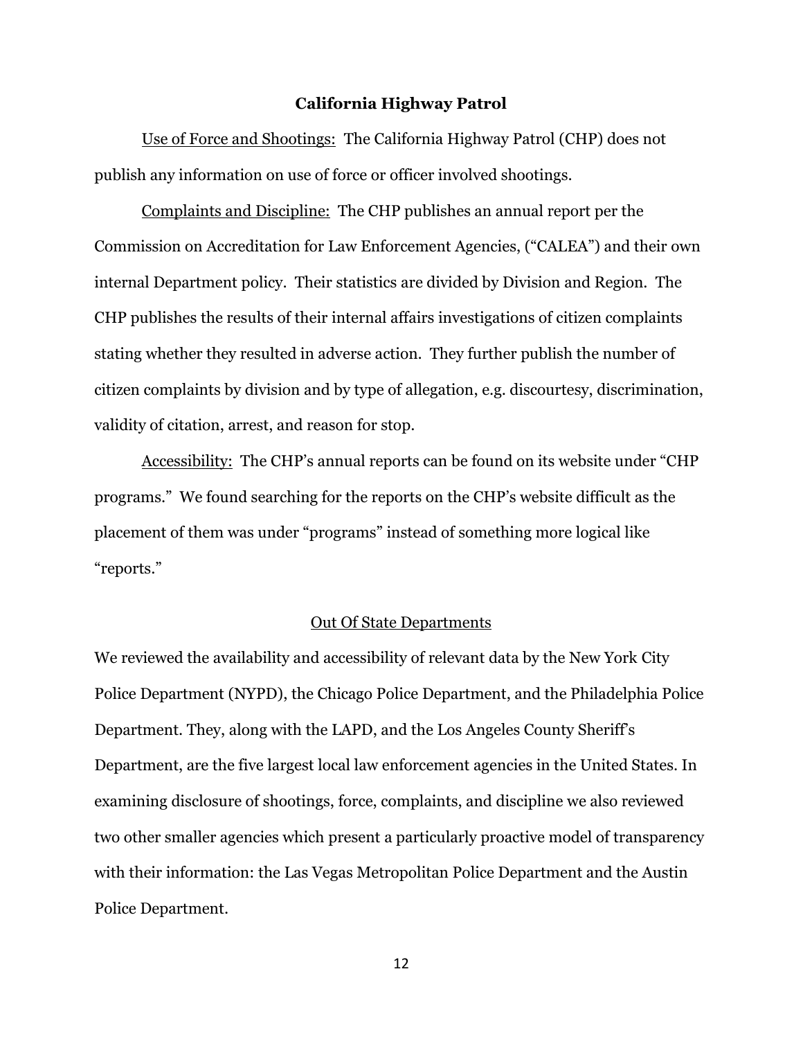**California Highway Patrol**

Use of Force and Shootings: The California Highway Patrol (CHP) does not publish any information on use of force or officer involved shootings.

Complaints and Discipline: The CHP publishes an annual report per the Commission on Accreditation for Law Enforcement Agencies, ("CALEA") and their own internal Department policy. Their statistics are divided by Division and Region. The CHP publishes the results of their internal affairs investigations of citizen complaints stating whether they resulted in adverse action. They further publish the number of citizen complaints by division and by type of allegation, e.g. discourtesy, discrimination, validity of citation, arrest, and reason for stop.

Accessibility: The CHP's annual reports can be found on its website under "CHP programs." We found searching for the reports on the CHP's website difficult as the placement of them was under "programs" instead of something more logical like "reports."

Out Of State Departments

We reviewed the availability and accessibility of relevant data by the New York City Police Department (NYPD), the Chicago Police Department, and the Philadelphia Police Department. They, along with the LAPD, and the Los Angeles County Sheriff's Department, are the five largest local law enforcement agencies in the United States. In examining disclosure of shootings, force, complaints, and discipline we also reviewed two other smaller agencies which present a particularly proactive model of transparency with their information: the Las Vegas Metropolitan Police Department and the Austin Police Department.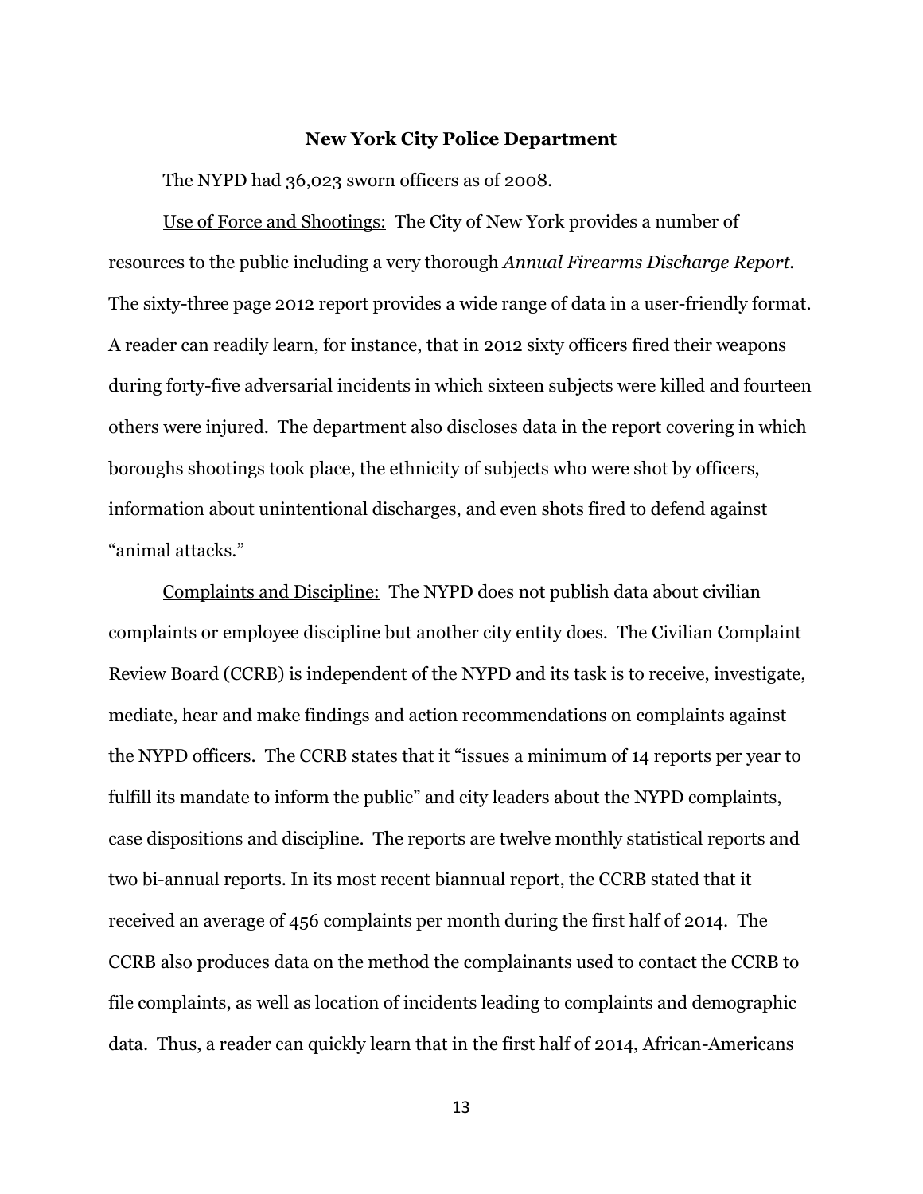## New York City Police Department

The NYPD had 36,023 sworn officers as of 2008.

Use of Force and Shootings: The City of New York provides a number of resources to the public including a very thorough *Annual Firearms Discharge Report.* The sixty-three page 2012 report provides a wide range of data in a user-friendly format. A reader can readily learn, for instance, that in 2012 sixty officers fired their weapons during forty-five adversarial incidents in which sixteen subjects were killed and fourteen others were injured. The department also discloses data in the report covering in which boroughs shootings took place, the ethnicity of subjects who were shot by officers, information about unintentional discharges, and even shots fired to defend against "animal attacks."

Complaints and Discipline: The NYPD does not publish data about civilian complaints or employee discipline but another city entity does. The Civilian Complaint Review Board (CCRB) is independent of the NYPD and its task is to receive, investigate, mediate, hear and make findings and action recommendations on complaints against the NYPD officers. The CCRB states that it "issues a minimum of 14 reports per year to fulfill its mandate to inform the public" and city leaders about the NYPD complaints, case dispositions and discipline. The reports are twelve monthly statistical reports and two bi-annual reports. In its most recent biannual report, the CCRB stated that it received an average of 456 complaints per month during the first half of 2014. The CCRB also produces data on the method the complainants used to contact the CCRB to file complaints, as well as location of incidents leading to complaints and demographic data. Thus, a reader can quickly learn that in the first half of 2014, African-Americans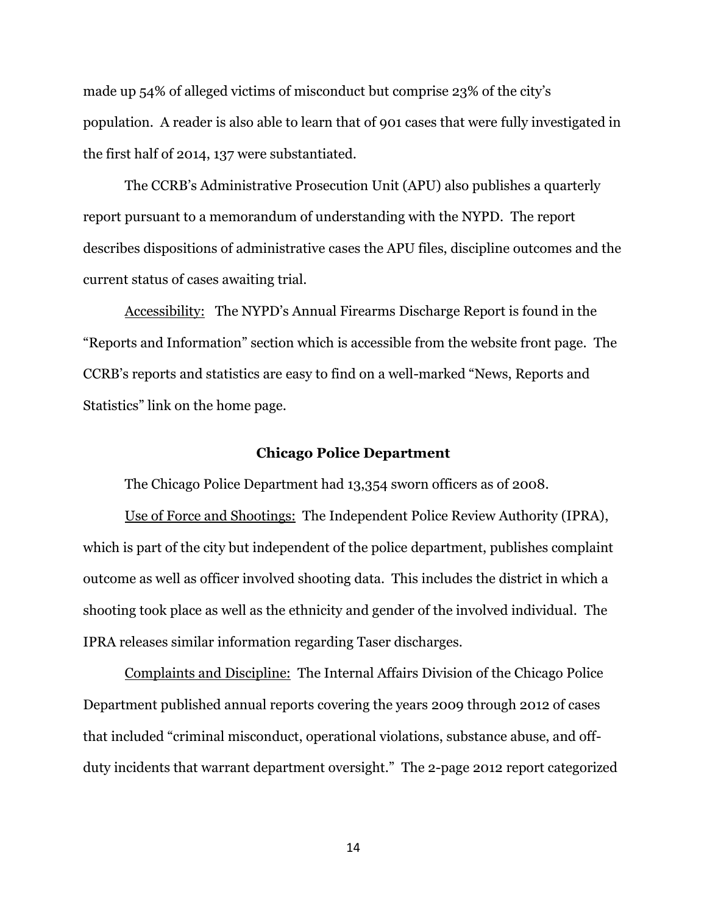made up 54% of alleged victims of misconduct but comprise 23% of the city's population. A reader is also able to learn that of 901 cases that were fully investigated in the first half of 2014, 137 were substantiated.

The CCRB's Administrative Prosecution Unit (APU) also publishes a quarterly report pursuant to a memorandum of understanding with the NYPD. The report describes dispositions of administrative cases the APU files, discipline outcomes and the current status of cases awaiting trial.

<u>Accessibility:</u> The NYPD's Annual Firearms Discharge Report is found in the "Reports and Information" section which is accessible from the website front page. The CCRB's reports and statistics are easy to find on a well-marked "News, Reports and Statistics" link on the home page.

### Chicago Police Department

The Chicago Police Department had 13,354 sworn officers as of 2008.

<u>Use of Force and Shootings:</u> The Independent Police Review Authority (IPRA), which is part of the city but independent of the police department, publishes complaint outcome as well as officer involved shooting data. This includes the district in which a shooting took place as well as the ethnicity and gender of the involved individual. The IPRA releases similar information regarding Taser discharges.

<u>Complaints and Discipline:</u> The Internal Affairs Division of the Chicago Police Department published annual reports covering the years 2009 through 2012 of cases that included "criminal misconduct, operational violations, substance abuse, and off-duty incidents that warrant department oversight." The 2-page 2012 report categorized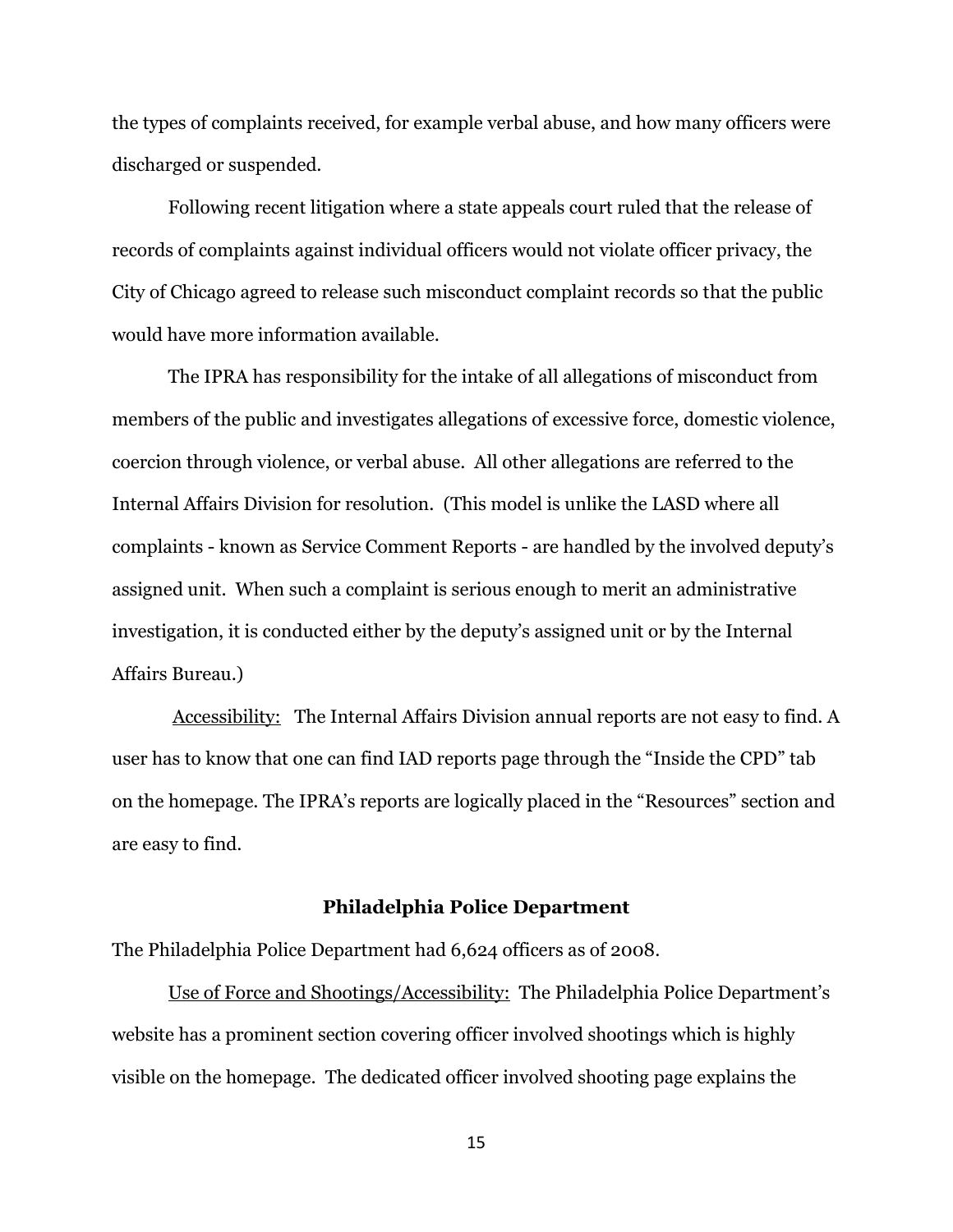the types of complaints received, for example verbal abuse, and how many officers were discharged or suspended.

Following recent litigation where a state appeals court ruled that the release of records of complaints against individual officers would not violate officer privacy, the City of Chicago agreed to release such misconduct complaint records so that the public would have more information available.

The IPRA has responsibility for the intake of all allegations of misconduct from members of the public and investigates allegations of excessive force, domestic violence, coercion through violence, or verbal abuse. All other allegations are referred to the Internal Affairs Division for resolution. (This model is unlike the LASD where all complaints - known as Service Comment Reports - are handled by the involved deputy's assigned unit. When such a complaint is serious enough to merit an administrative investigation, it is conducted either by the deputy's assigned unit or by the Internal Affairs Bureau.)

Accessibility: The Internal Affairs Division annual reports are not easy to find. A user has to know that one can find IAD reports page through the "Inside the CPD" tab on the homepage. The IPRA's reports are logically placed in the "Resources" section and are easy to find.

### Philadelphia Police Department

The Philadelphia Police Department had 6,624 officers as of 2008.

Use of Force and Shootings/Accessibility: The Philadelphia Police Department's website has a prominent section covering officer involved shootings which is highly visible on the homepage. The dedicated officer involved shooting page explains the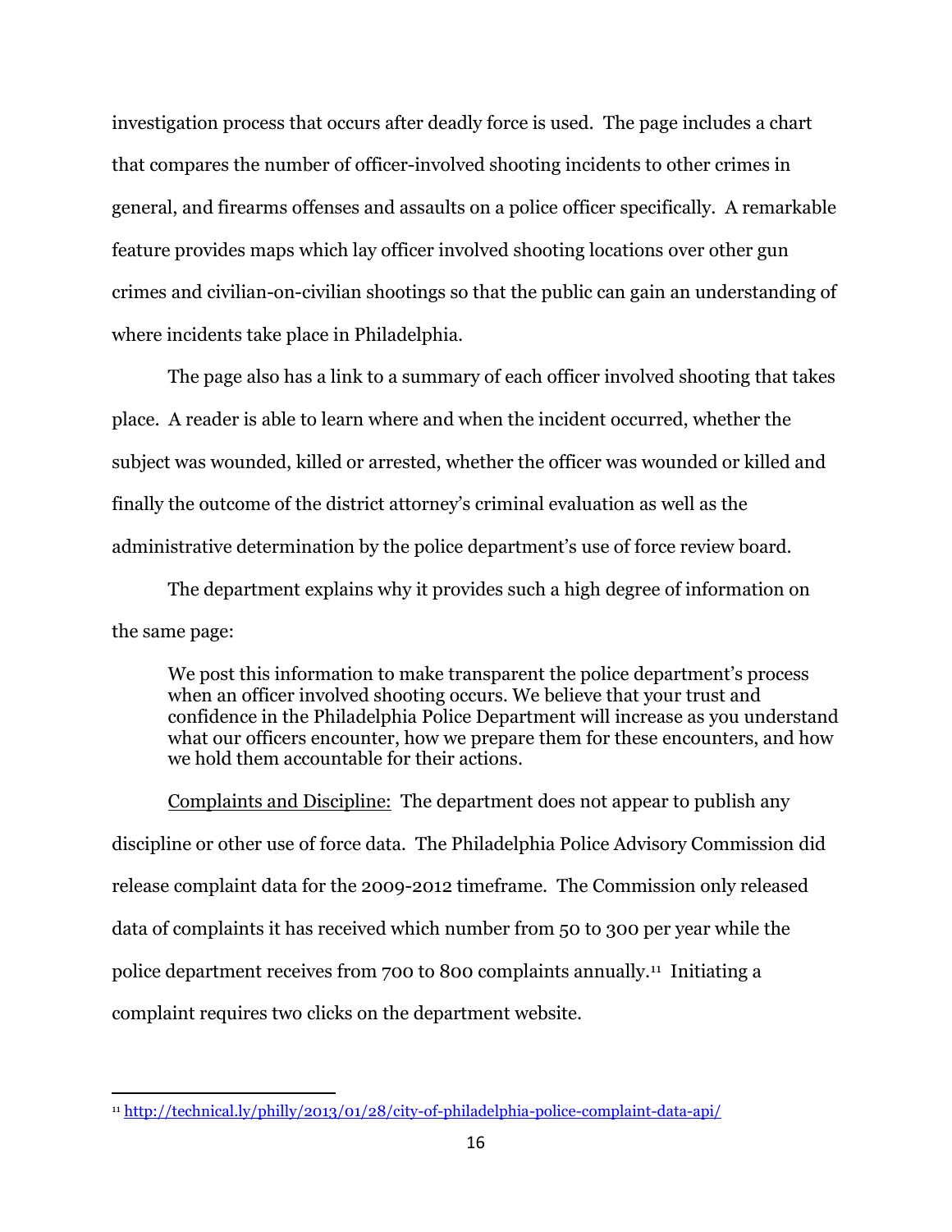investigation process that occurs after deadly force is used. The page includes a chart that compares the number of officer-involved shooting incidents to other crimes in general, and firearms offenses and assaults on a police officer specifically. A remarkable feature provides maps which lay officer involved shooting locations over other gun crimes and civilian-on-civilian shootings so that the public can gain an understanding of where incidents take place in Philadelphia.

The page also has a link to a summary of each officer involved shooting that takes place. A reader is able to learn where and when the incident occurred, whether the subject was wounded, killed or arrested, whether the officer was wounded or killed and finally the outcome of the district attorney's criminal evaluation as well as the administrative determination by the police department's use of force review board.

The department explains why it provides such a high degree of information on the same page:

> We post this information to make transparent the police department's process when an officer involved shooting occurs. We believe that your trust and confidence in the Philadelphia Police Department will increase as you understand what our officers encounter, how we prepare them for these encounters, and how we hold them accountable for their actions.

Complaints and Discipline: The department does not appear to publish any discipline or other use of force data. The Philadelphia Police Advisory Commission did release complaint data for the 2009-2012 timeframe. The Commission only released data of complaints it has received which number from 50 to 300 per year while the police department receives from 700 to 800 complaints annually.[11] Initiating a complaint requires two clicks on the department website.

---

[11] http://technical.ly/philly/2013/01/28/city-of-philadelphia-police-complaint-data-api/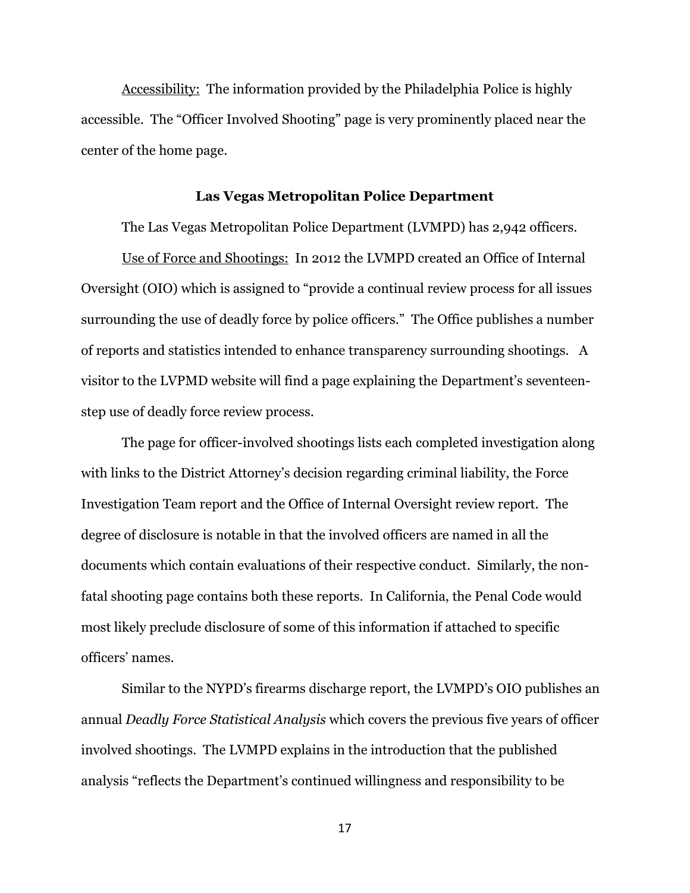<u>Accessibility:</u> The information provided by the Philadelphia Police is highly accessible. The "Officer Involved Shooting" page is very prominently placed near the center of the home page.

## Las Vegas Metropolitan Police Department

The Las Vegas Metropolitan Police Department (LVMPD) has 2,942 officers.

<u>Use of Force and Shootings:</u> In 2012 the LVMPD created an Office of Internal Oversight (OIO) which is assigned to "provide a continual review process for all issues surrounding the use of deadly force by police officers." The Office publishes a number of reports and statistics intended to enhance transparency surrounding shootings. A visitor to the LVPMD website will find a page explaining the Department's seventeen-step use of deadly force review process.

The page for officer-involved shootings lists each completed investigation along with links to the District Attorney's decision regarding criminal liability, the Force Investigation Team report and the Office of Internal Oversight review report. The degree of disclosure is notable in that the involved officers are named in all the documents which contain evaluations of their respective conduct. Similarly, the non-fatal shooting page contains both these reports. In California, the Penal Code would most likely preclude disclosure of some of this information if attached to specific officers' names.

Similar to the NYPD's firearms discharge report, the LVMPD's OIO publishes an annual *Deadly Force Statistical Analysis* which covers the previous five years of officer involved shootings. The LVMPD explains in the introduction that the published analysis "reflects the Department's continued willingness and responsibility to be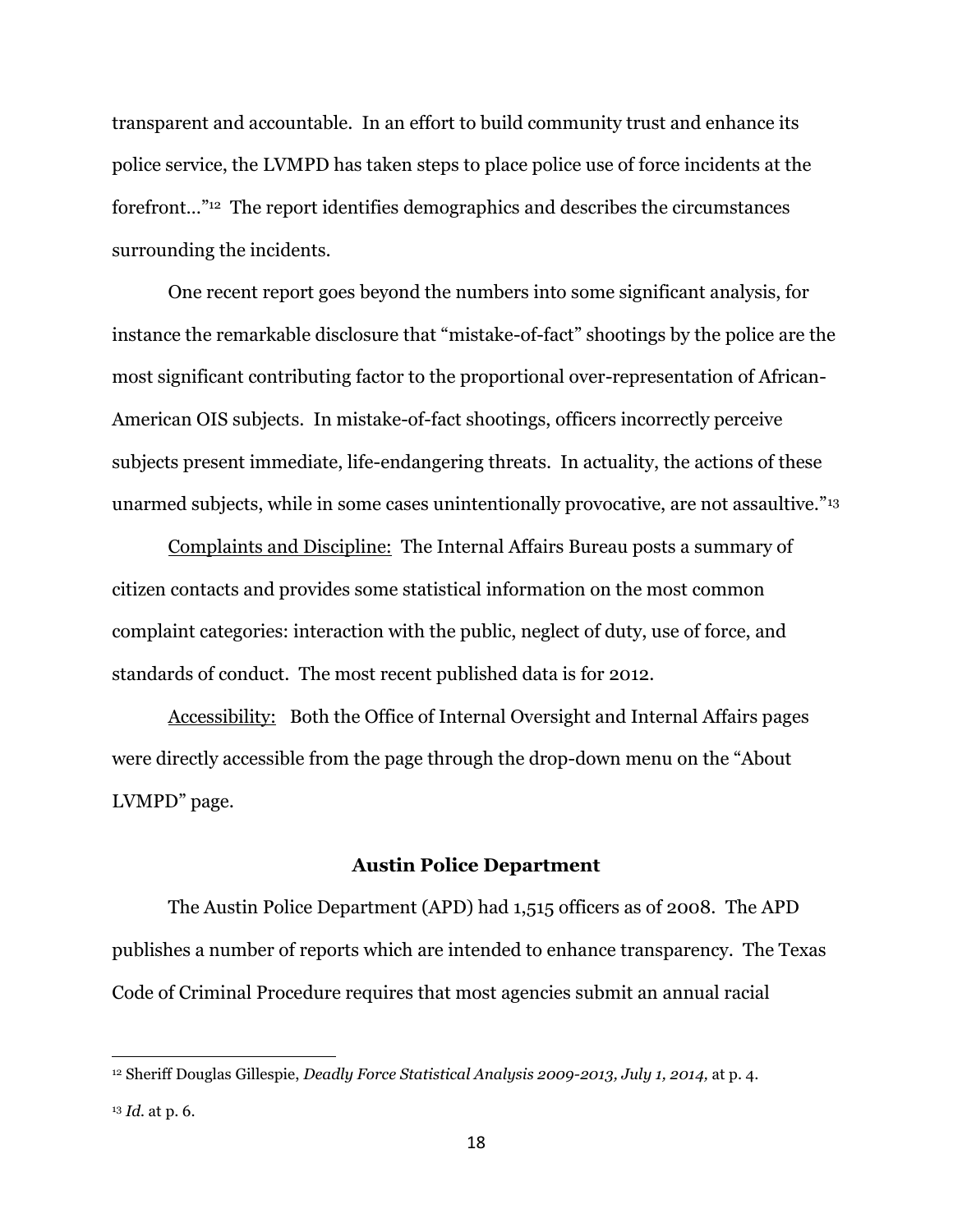transparent and accountable. In an effort to build community trust and enhance its police service, the LVMPD has taken steps to place police use of force incidents at the forefront…"[12] The report identifies demographics and describes the circumstances surrounding the incidents.

One recent report goes beyond the numbers into some significant analysis, for instance the remarkable disclosure that "mistake-of-fact" shootings by the police are the most significant contributing factor to the proportional over-representation of African-American OIS subjects. In mistake-of-fact shootings, officers incorrectly perceive subjects present immediate, life-endangering threats. In actuality, the actions of these unarmed subjects, while in some cases unintentionally provocative, are not assaultive."[13]

<u>Complaints and Discipline:</u> The Internal Affairs Bureau posts a summary of citizen contacts and provides some statistical information on the most common complaint categories: interaction with the public, neglect of duty, use of force, and standards of conduct. The most recent published data is for 2012.

<u>Accessibility:</u> Both the Office of Internal Oversight and Internal Affairs pages were directly accessible from the page through the drop-down menu on the "About LVMPD" page.

### Austin Police Department

The Austin Police Department (APD) had 1,515 officers as of 2008. The APD publishes a number of reports which are intended to enhance transparency. The Texas Code of Criminal Procedure requires that most agencies submit an annual racial

---

[12] Sheriff Douglas Gillespie, *Deadly Force Statistical Analysis 2009-2013, July 1, 2014,* at p. 4.

[13] *Id.* at p. 6.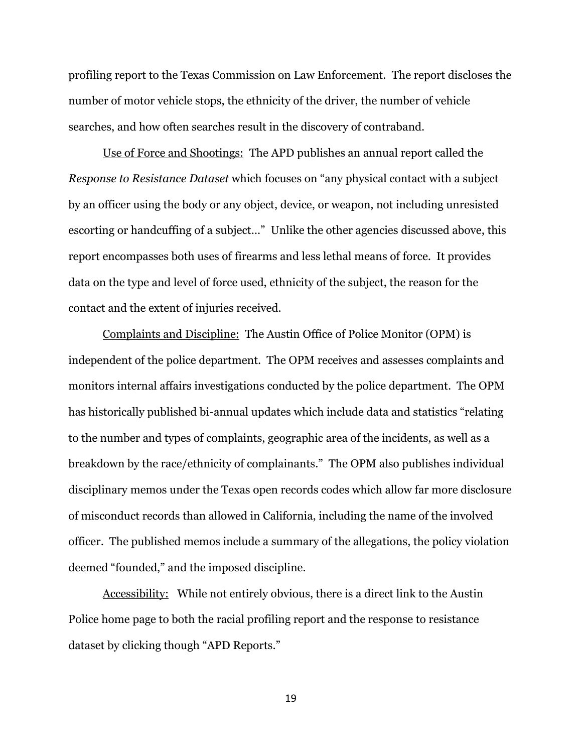profiling report to the Texas Commission on Law Enforcement. The report discloses the number of motor vehicle stops, the ethnicity of the driver, the number of vehicle searches, and how often searches result in the discovery of contraband.

<u>Use of Force and Shootings:</u> The APD publishes an annual report called the *Response to Resistance Dataset* which focuses on "any physical contact with a subject by an officer using the body or any object, device, or weapon, not including unresisted escorting or handcuffing of a subject…" Unlike the other agencies discussed above, this report encompasses both uses of firearms and less lethal means of force. It provides data on the type and level of force used, ethnicity of the subject, the reason for the contact and the extent of injuries received.

<u>Complaints and Discipline:</u> The Austin Office of Police Monitor (OPM) is independent of the police department. The OPM receives and assesses complaints and monitors internal affairs investigations conducted by the police department. The OPM has historically published bi-annual updates which include data and statistics "relating to the number and types of complaints, geographic area of the incidents, as well as a breakdown by the race/ethnicity of complainants." The OPM also publishes individual disciplinary memos under the Texas open records codes which allow far more disclosure of misconduct records than allowed in California, including the name of the involved officer. The published memos include a summary of the allegations, the policy violation deemed "founded," and the imposed discipline.

<u>Accessibility:</u> While not entirely obvious, there is a direct link to the Austin Police home page to both the racial profiling report and the response to resistance dataset by clicking though "APD Reports."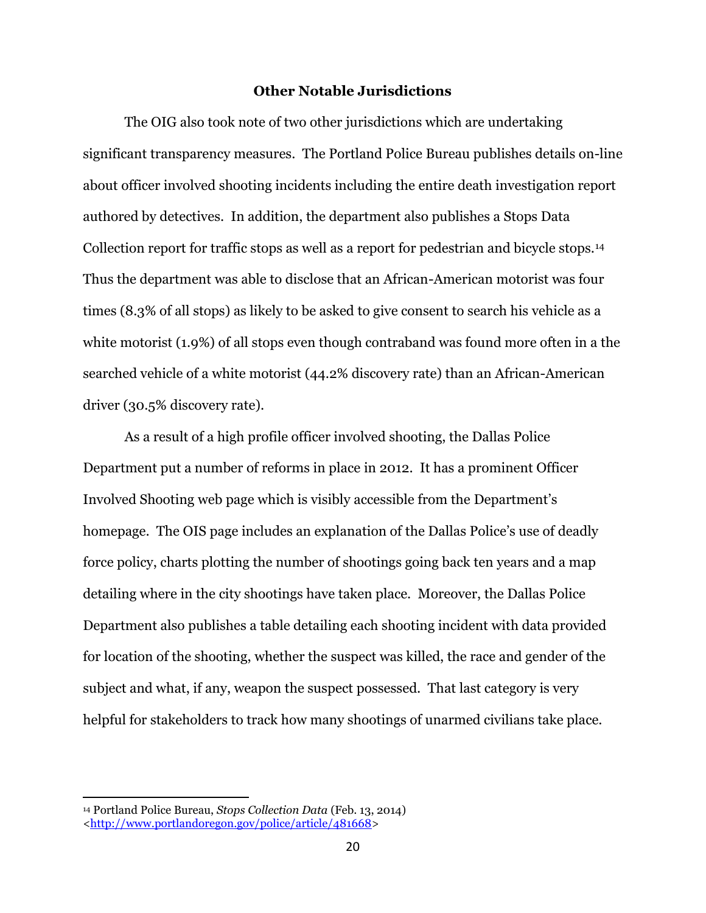### Other Notable Jurisdictions

The OIG also took note of two other jurisdictions which are undertaking significant transparency measures. The Portland Police Bureau publishes details on-line about officer involved shooting incidents including the entire death investigation report authored by detectives. In addition, the department also publishes a Stops Data Collection report for traffic stops as well as a report for pedestrian and bicycle stops.[14] Thus the department was able to disclose that an African-American motorist was four times (8.3% of all stops) as likely to be asked to give consent to search his vehicle as a white motorist (1.9%) of all stops even though contraband was found more often in a the searched vehicle of a white motorist (44.2% discovery rate) than an African-American driver (30.5% discovery rate).

As a result of a high profile officer involved shooting, the Dallas Police Department put a number of reforms in place in 2012. It has a prominent Officer Involved Shooting web page which is visibly accessible from the Department's homepage. The OIS page includes an explanation of the Dallas Police's use of deadly force policy, charts plotting the number of shootings going back ten years and a map detailing where in the city shootings have taken place. Moreover, the Dallas Police Department also publishes a table detailing each shooting incident with data provided for location of the shooting, whether the suspect was killed, the race and gender of the subject and what, if any, weapon the suspect possessed. That last category is very helpful for stakeholders to track how many shootings of unarmed civilians take place.

---

[14] Portland Police Bureau, *Stops Collection Data* (Feb. 13, 2014) <http://www.portlandoregon.gov/police/article/481668>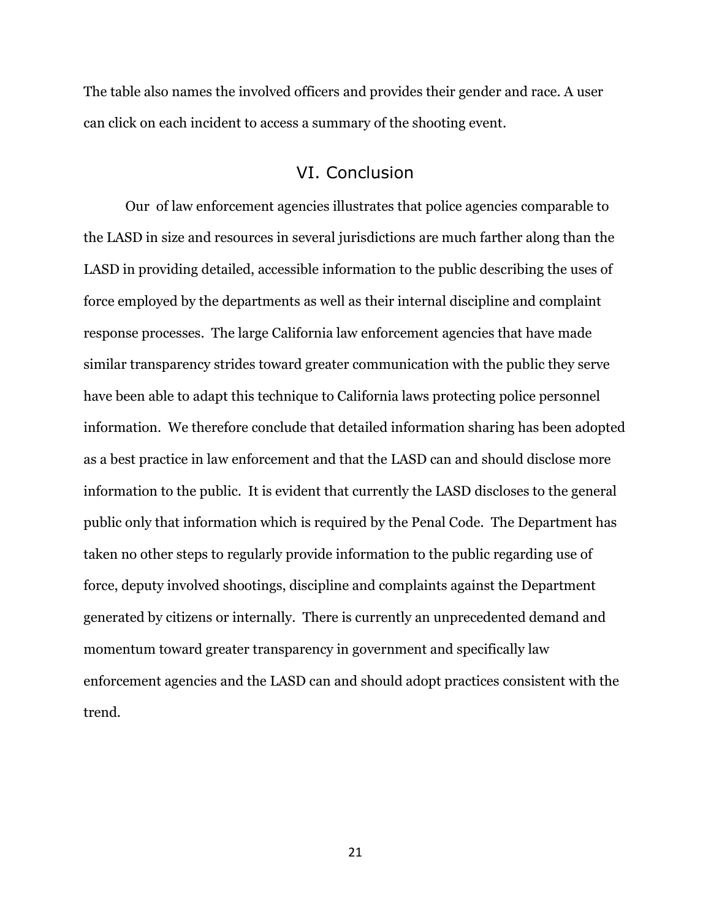The table also names the involved officers and provides their gender and race. A user can click on each incident to access a summary of the shooting event.

## VI. Conclusion

Our of law enforcement agencies illustrates that police agencies comparable to the LASD in size and resources in several jurisdictions are much farther along than the LASD in providing detailed, accessible information to the public describing the uses of force employed by the departments as well as their internal discipline and complaint response processes. The large California law enforcement agencies that have made similar transparency strides toward greater communication with the public they serve have been able to adapt this technique to California laws protecting police personnel information. We therefore conclude that detailed information sharing has been adopted as a best practice in law enforcement and that the LASD can and should disclose more information to the public. It is evident that currently the LASD discloses to the general public only that information which is required by the Penal Code. The Department has taken no other steps to regularly provide information to the public regarding use of force, deputy involved shootings, discipline and complaints against the Department generated by citizens or internally. There is currently an unprecedented demand and momentum toward greater transparency in government and specifically law enforcement agencies and the LASD can and should adopt practices consistent with the trend.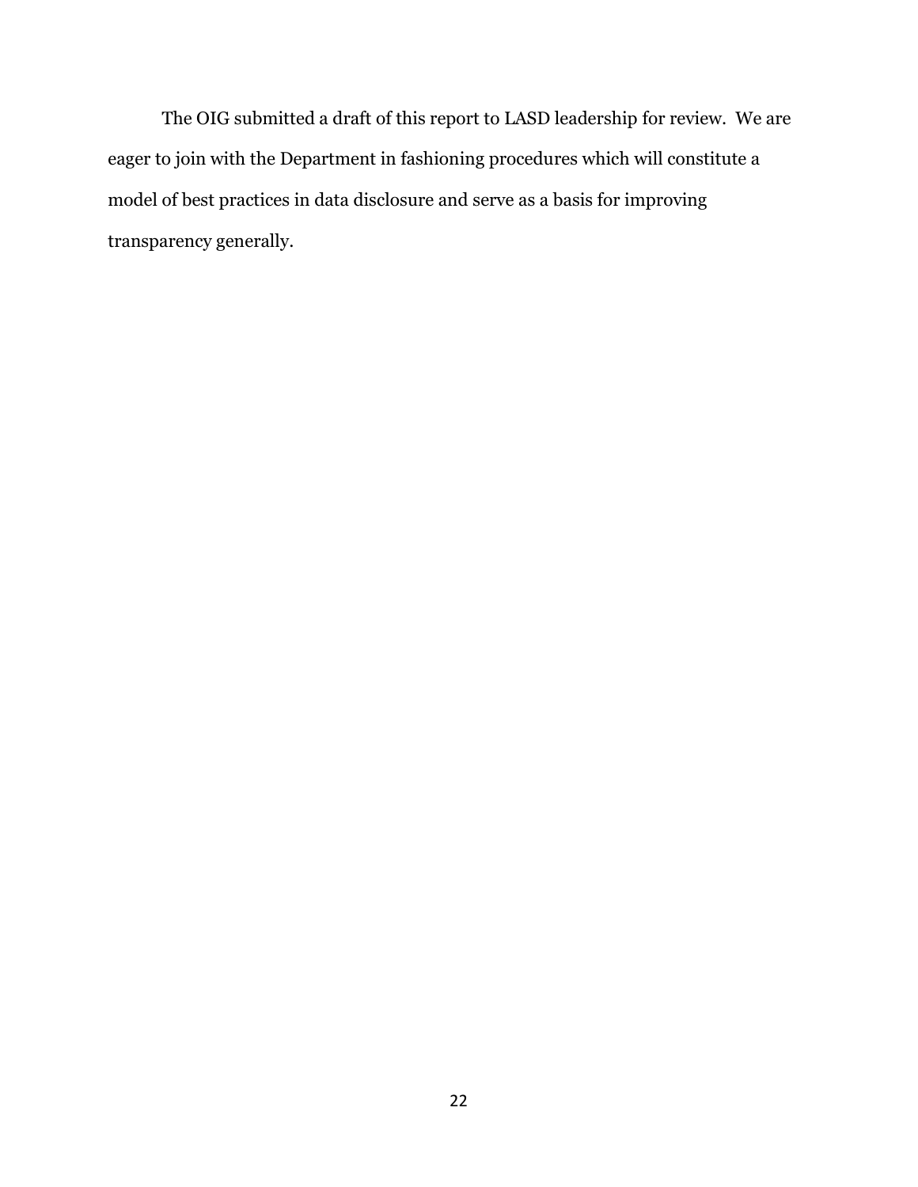The OIG submitted a draft of this report to LASD leadership for review. We are eager to join with the Department in fashioning procedures which will constitute a model of best practices in data disclosure and serve as a basis for improving transparency generally.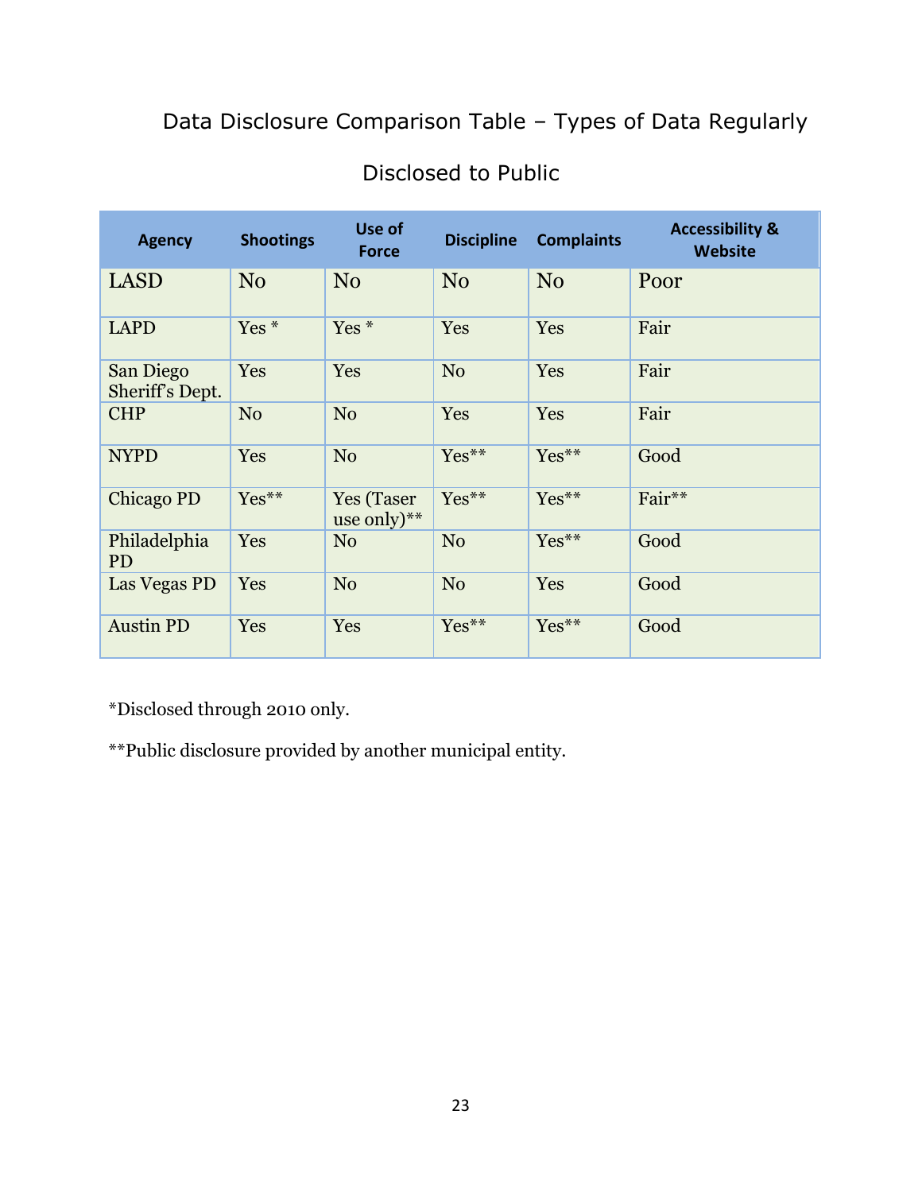## Data Disclosure Comparison Table – Types of Data Regularly Disclosed to Public

| Agency | Shootings | Use of Force | Discipline | Complaints | Accessibility & Website |
|---|---|---|---|---|---|
| LASD | No | No | No | No | Poor |
| LAPD | Yes * | Yes * | Yes | Yes | Fair |
| San Diego Sheriff's Dept. | Yes | Yes | No | Yes | Fair |
| CHP | No | No | Yes | Yes | Fair |
| NYPD | Yes | No | Yes** | Yes** | Good |
| Chicago PD | Yes** | Yes (Taser use only)** | Yes** | Yes** | Fair** |
| Philadelphia PD | Yes | No | No | Yes** | Good |
| Las Vegas PD | Yes | No | No | Yes | Good |
| Austin PD | Yes | Yes | Yes** | Yes** | Good |

*Disclosed through 2010 only.

**Public disclosure provided by another municipal entity.